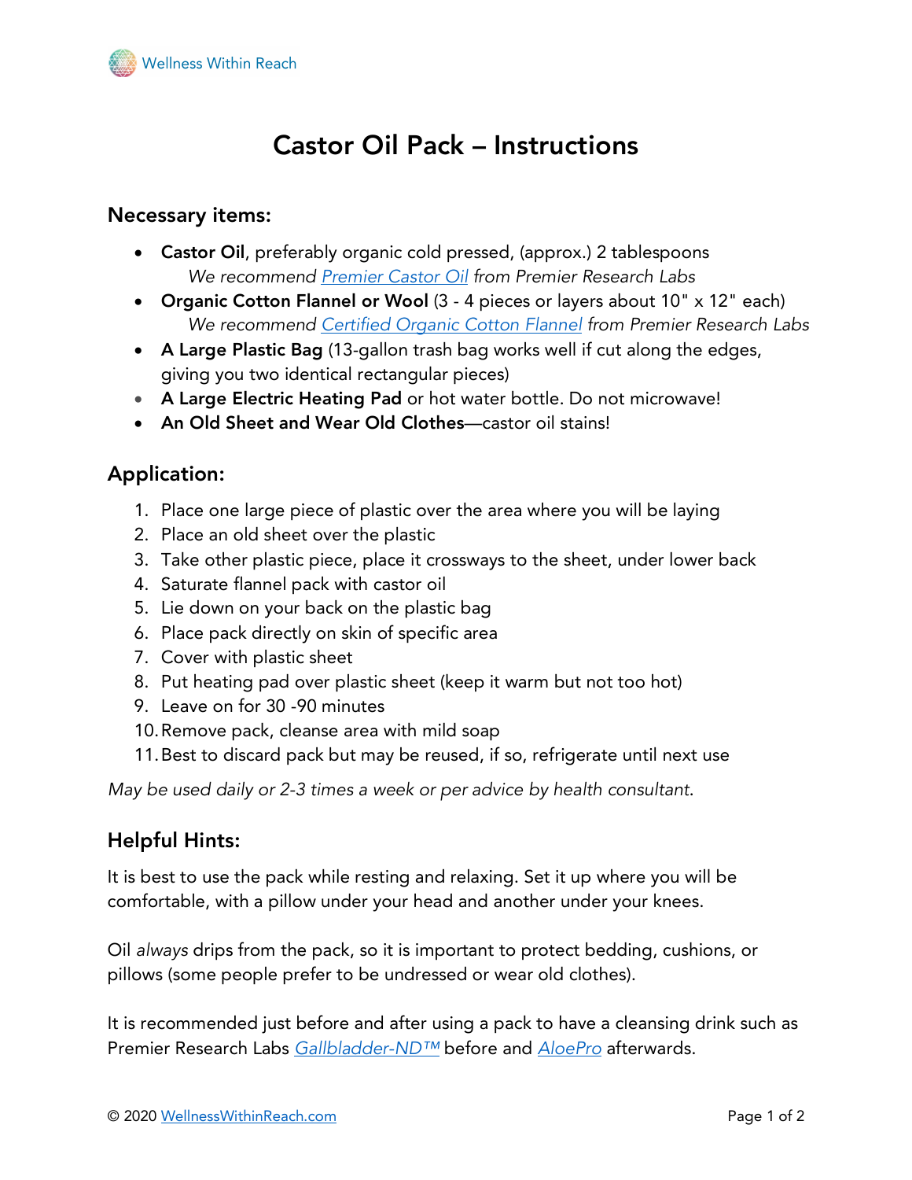# Castor Oil Pack – Instructions

## Necessary items:

- **Castor Oil**, preferably organic cold pressed, (approx.) 2 tablespoons
  *We recommend [Premier Castor Oil] from Premier Research Labs*
- **Organic Cotton Flannel or Wool** (3 - 4 pieces or layers about 10" x 12" each)
  *We recommend [Certified Organic Cotton Flannel] from Premier Research Labs*
- **A Large Plastic Bag** (13-gallon trash bag works well if cut along the edges, giving you two identical rectangular pieces)
- **A Large Electric Heating Pad** or hot water bottle. Do not microwave!
- **An Old Sheet and Wear Old Clothes**—castor oil stains!

## Application:

1. Place one large piece of plastic over the area where you will be laying
2. Place an old sheet over the plastic
3. Take other plastic piece, place it crossways to the sheet, under lower back
4. Saturate flannel pack with castor oil
5. Lie down on your back on the plastic bag
6. Place pack directly on skin of specific area
7. Cover with plastic sheet
8. Put heating pad over plastic sheet (keep it warm but not too hot)
9. Leave on for 30 -90 minutes
10. Remove pack, cleanse area with mild soap
11. Best to discard pack but may be reused, if so, refrigerate until next use

*May be used daily or 2-3 times a week or per advice by health consultant.*

## Helpful Hints:

It is best to use the pack while resting and relaxing. Set it up where you will be comfortable, with a pillow under your head and another under your knees.

Oil *always* drips from the pack, so it is important to protect bedding, cushions, or pillows (some people prefer to be undressed or wear old clothes).

It is recommended just before and after using a pack to have a cleansing drink such as Premier Research Labs *Gallbladder-ND™* before and *AloePro* afterwards.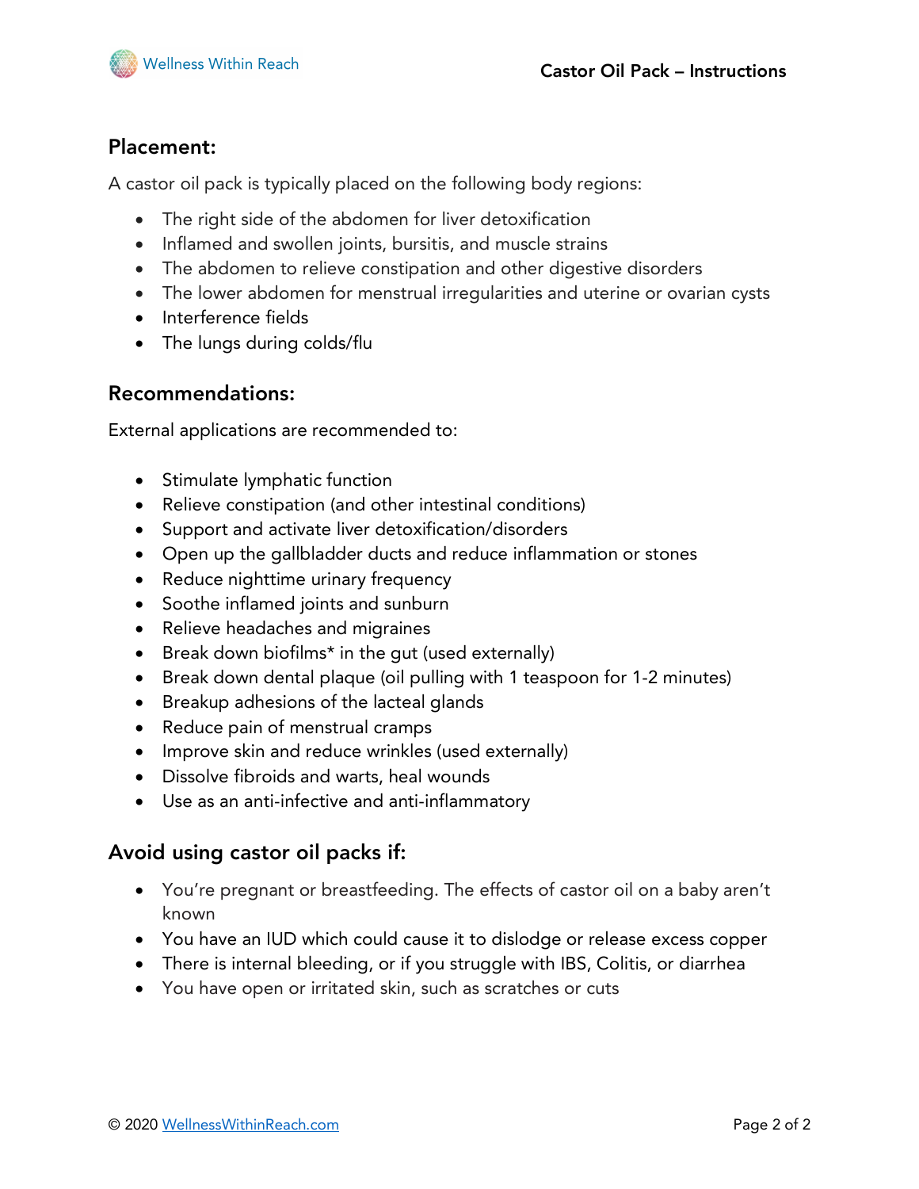## Placement:

A castor oil pack is typically placed on the following body regions:

- The right side of the abdomen for liver detoxification
- Inflamed and swollen joints, bursitis, and muscle strains
- The abdomen to relieve constipation and other digestive disorders
- The lower abdomen for menstrual irregularities and uterine or ovarian cysts
- Interference fields
- The lungs during colds/flu

## Recommendations:

External applications are recommended to:

- Stimulate lymphatic function
- Relieve constipation (and other intestinal conditions)
- Support and activate liver detoxification/disorders
- Open up the gallbladder ducts and reduce inflammation or stones
- Reduce nighttime urinary frequency
- Soothe inflamed joints and sunburn
- Relieve headaches and migraines
- Break down biofilms* in the gut (used externally)
- Break down dental plaque (oil pulling with 1 teaspoon for 1-2 minutes)
- Breakup adhesions of the lacteal glands
- Reduce pain of menstrual cramps
- Improve skin and reduce wrinkles (used externally)
- Dissolve fibroids and warts, heal wounds
- Use as an anti-infective and anti-inflammatory

## Avoid using castor oil packs if:

- You're pregnant or breastfeeding. The effects of castor oil on a baby aren't known
- You have an IUD which could cause it to dislodge or release excess copper
- There is internal bleeding, or if you struggle with IBS, Colitis, or diarrhea
- You have open or irritated skin, such as scratches or cuts

© 2020 WellnessWithinReach.com